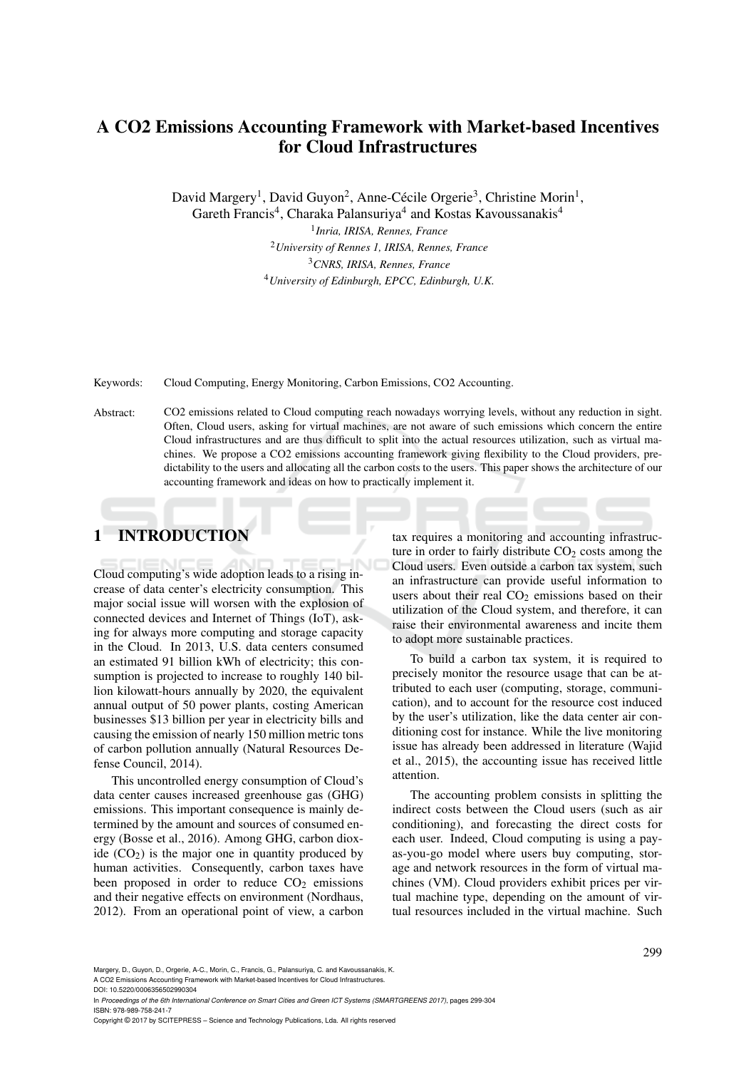# A CO2 Emissions Accounting Framework with Market-based Incentives for Cloud Infrastructures

David Margery[1], David Guyon[2], Anne-Cécile Orgerie[3], Christine Morin[1], Gareth Francis[4], Charaka Palansuriya[4] and Kostas Kavoussanakis[4]

[1]*Inria, IRISA, Rennes, France*

[2]*University of Rennes 1, IRISA, Rennes, France*

[3]*CNRS, IRISA, Rennes, France*

[4]*University of Edinburgh, EPCC, Edinburgh, U.K.*

Keywords: Cloud Computing, Energy Monitoring, Carbon Emissions, CO2 Accounting.

Abstract: CO2 emissions related to Cloud computing reach nowadays worrying levels, without any reduction in sight. Often, Cloud users, asking for virtual machines, are not aware of such emissions which concern the entire Cloud infrastructures and are thus difficult to split into the actual resources utilization, such as virtual machines. We propose a CO2 emissions accounting framework giving flexibility to the Cloud providers, predictability to the users and allocating all the carbon costs to the users. This paper shows the architecture of our accounting framework and ideas on how to practically implement it.

## 1 INTRODUCTION

Cloud computing's wide adoption leads to a rising increase of data center's electricity consumption. This major social issue will worsen with the explosion of connected devices and Internet of Things (IoT), asking for always more computing and storage capacity in the Cloud. In 2013, U.S. data centers consumed an estimated 91 billion kWh of electricity; this consumption is projected to increase to roughly 140 billion kilowatt-hours annually by 2020, the equivalent annual output of 50 power plants, costing American businesses \$13 billion per year in electricity bills and causing the emission of nearly 150 million metric tons of carbon pollution annually (Natural Resources Defense Council, 2014).

This uncontrolled energy consumption of Cloud's data center causes increased greenhouse gas (GHG) emissions. This important consequence is mainly determined by the amount and sources of consumed energy (Bosse et al., 2016). Among GHG, carbon dioxide ($CO_2$) is the major one in quantity produced by human activities. Consequently, carbon taxes have been proposed in order to reduce $CO_2$ emissions and their negative effects on environment (Nordhaus, 2012). From an operational point of view, a carbon tax requires a monitoring and accounting infrastructure in order to fairly distribute $CO_2$ costs among the Cloud users. Even outside a carbon tax system, such an infrastructure can provide useful information to users about their real $CO_2$ emissions based on their utilization of the Cloud system, and therefore, it can raise their environmental awareness and incite them to adopt more sustainable practices.

To build a carbon tax system, it is required to precisely monitor the resource usage that can be attributed to each user (computing, storage, communication), and to account for the resource cost induced by the user's utilization, like the data center air conditioning cost for instance. While the live monitoring issue has already been addressed in literature (Wajid et al., 2015), the accounting issue has received little attention.

The accounting problem consists in splitting the indirect costs between the Cloud users (such as air conditioning), and forecasting the direct costs for each user. Indeed, Cloud computing is using a pay-as-you-go model where users buy computing, storage and network resources in the form of virtual machines (VM). Cloud providers exhibit prices per virtual machine type, depending on the amount of virtual resources included in the virtual machine. Such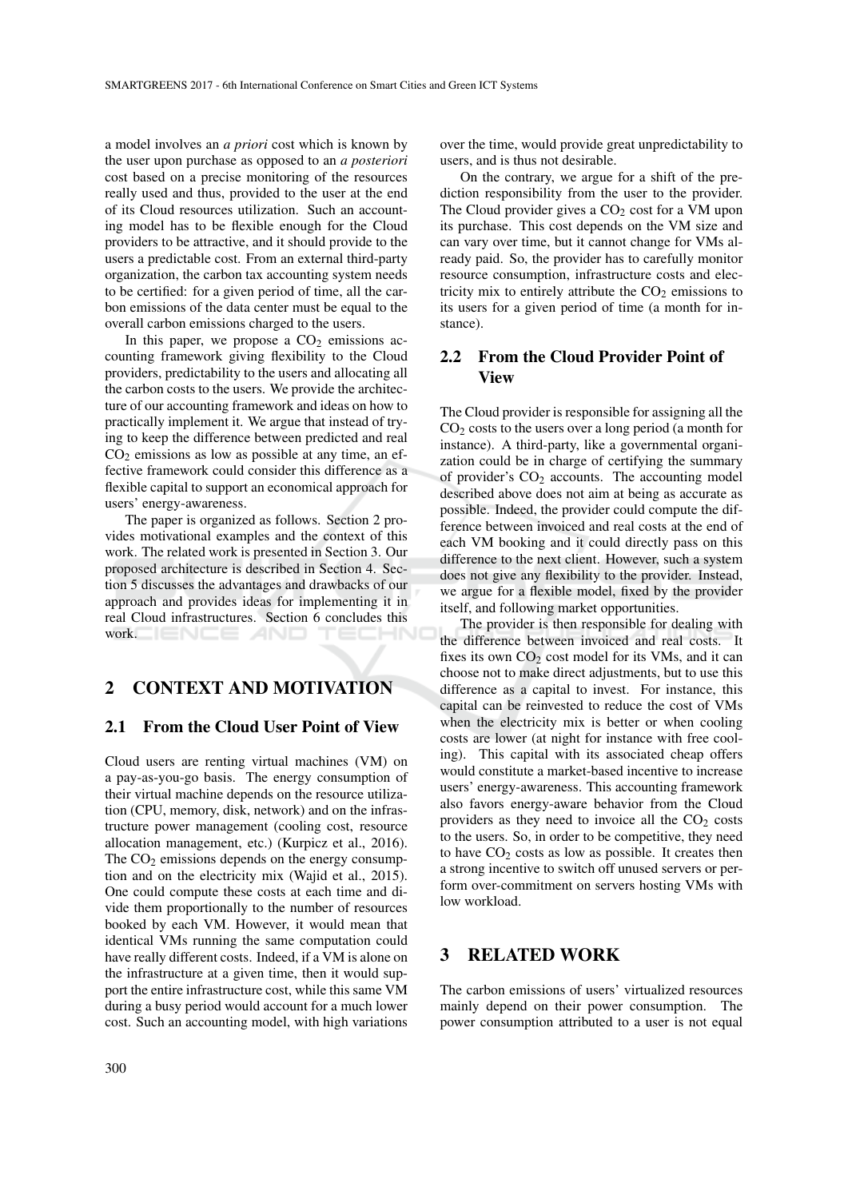a model involves an *a priori* cost which is known by the user upon purchase as opposed to an *a posteriori* cost based on a precise monitoring of the resources really used and thus, provided to the user at the end of its Cloud resources utilization. Such an accounting model has to be flexible enough for the Cloud providers to be attractive, and it should provide to the users a predictable cost. From an external third-party organization, the carbon tax accounting system needs to be certified: for a given period of time, all the carbon emissions of the data center must be equal to the overall carbon emissions charged to the users.

In this paper, we propose a $CO_2$ emissions accounting framework giving flexibility to the Cloud providers, predictability to the users and allocating all the carbon costs to the users. We provide the architecture of our accounting framework and ideas on how to practically implement it. We argue that instead of trying to keep the difference between predicted and real $CO_2$ emissions as low as possible at any time, an effective framework could consider this difference as a flexible capital to support an economical approach for users' energy-awareness.

The paper is organized as follows. Section 2 provides motivational examples and the context of this work. The related work is presented in Section 3. Our proposed architecture is described in Section 4. Section 5 discusses the advantages and drawbacks of our approach and provides ideas for implementing it in real Cloud infrastructures. Section 6 concludes this work.

## 2 CONTEXT AND MOTIVATION

### 2.1 From the Cloud User Point of View

Cloud users are renting virtual machines (VM) on a pay-as-you-go basis. The energy consumption of their virtual machine depends on the resource utilization (CPU, memory, disk, network) and on the infrastructure power management (cooling cost, resource allocation management, etc.) (Kurpicz et al., 2016). The $CO_2$ emissions depends on the energy consumption and on the electricity mix (Wajid et al., 2015). One could compute these costs at each time and divide them proportionally to the number of resources booked by each VM. However, it would mean that identical VMs running the same computation could have really different costs. Indeed, if a VM is alone on the infrastructure at a given time, then it would support the entire infrastructure cost, while this same VM during a busy period would account for a much lower cost. Such an accounting model, with high variations over the time, would provide great unpredictability to users, and is thus not desirable.

On the contrary, we argue for a shift of the prediction responsibility from the user to the provider. The Cloud provider gives a $CO_2$ cost for a VM upon its purchase. This cost depends on the VM size and can vary over time, but it cannot change for VMs already paid. So, the provider has to carefully monitor resource consumption, infrastructure costs and electricity mix to entirely attribute the $CO_2$ emissions to its users for a given period of time (a month for instance).

### 2.2 From the Cloud Provider Point of View

The Cloud provider is responsible for assigning all the $CO_2$ costs to the users over a long period (a month for instance). A third-party, like a governmental organization could be in charge of certifying the summary of provider's $CO_2$ accounts. The accounting model described above does not aim at being as accurate as possible. Indeed, the provider could compute the difference between invoiced and real costs at the end of each VM booking and it could directly pass on this difference to the next client. However, such a system does not give any flexibility to the provider. Instead, we argue for a flexible model, fixed by the provider itself, and following market opportunities.

The provider is then responsible for dealing with the difference between invoiced and real costs. It fixes its own $CO_2$ cost model for its VMs, and it can choose not to make direct adjustments, but to use this difference as a capital to invest. For instance, this capital can be reinvested to reduce the cost of VMs when the electricity mix is better or when cooling costs are lower (at night for instance with free cooling). This capital with its associated cheap offers would constitute a market-based incentive to increase users' energy-awareness. This accounting framework also favors energy-aware behavior from the Cloud providers as they need to invoice all the $CO_2$ costs to the users. So, in order to be competitive, they need to have $CO_2$ costs as low as possible. It creates then a strong incentive to switch off unused servers or perform over-commitment on servers hosting VMs with low workload.

## 3 RELATED WORK

The carbon emissions of users' virtualized resources mainly depend on their power consumption. The power consumption attributed to a user is not equal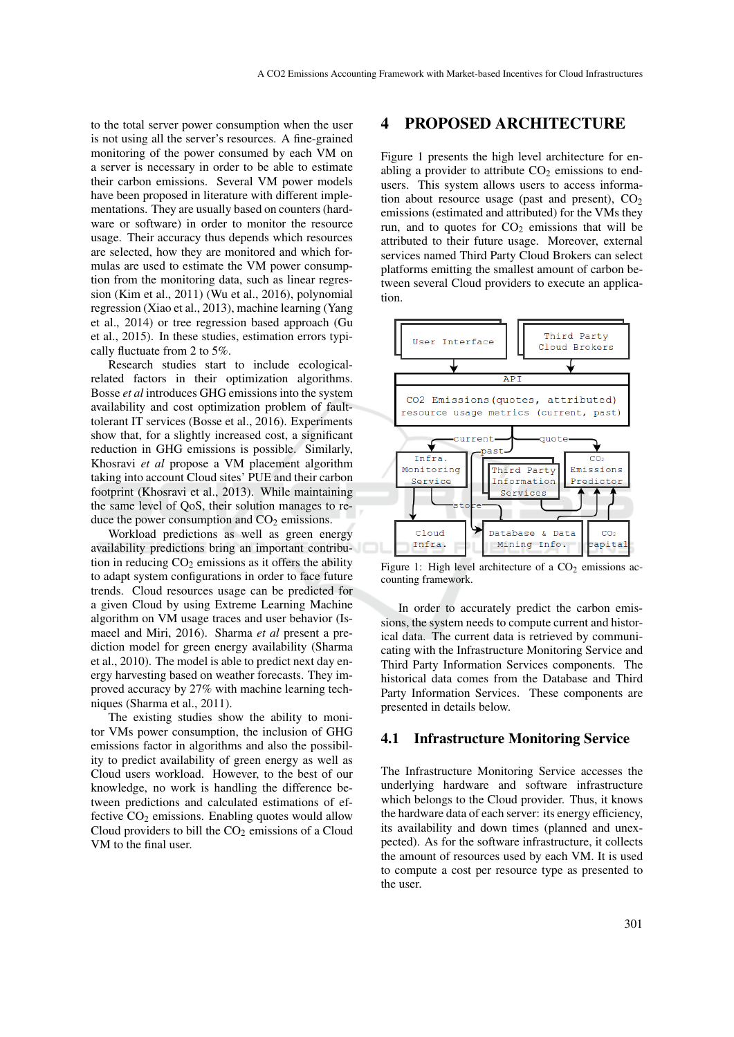to the total server power consumption when the user is not using all the server's resources. A fine-grained monitoring of the power consumed by each VM on a server is necessary in order to be able to estimate their carbon emissions. Several VM power models have been proposed in literature with different implementations. They are usually based on counters (hardware or software) in order to monitor the resource usage. Their accuracy thus depends which resources are selected, how they are monitored and which formulas are used to estimate the VM power consumption from the monitoring data, such as linear regression (Kim et al., 2011) (Wu et al., 2016), polynomial regression (Xiao et al., 2013), machine learning (Yang et al., 2014) or tree regression based approach (Gu et al., 2015). In these studies, estimation errors typically fluctuate from 2 to 5%.

Research studies start to include ecological-related factors in their optimization algorithms. Bosse *et al* introduces GHG emissions into the system availability and cost optimization problem of fault-tolerant IT services (Bosse et al., 2016). Experiments show that, for a slightly increased cost, a significant reduction in GHG emissions is possible. Similarly, Khosravi *et al* propose a VM placement algorithm taking into account Cloud sites' PUE and their carbon footprint (Khosravi et al., 2013). While maintaining the same level of QoS, their solution manages to reduce the power consumption and $CO_2$ emissions.

Workload predictions as well as green energy availability predictions bring an important contribution in reducing $CO_2$ emissions as it offers the ability to adapt system configurations in order to face future trends. Cloud resources usage can be predicted for a given Cloud by using Extreme Learning Machine algorithm on VM usage traces and user behavior (Ismaeel and Miri, 2016). Sharma *et al* present a prediction model for green energy availability (Sharma et al., 2010). The model is able to predict next day energy harvesting based on weather forecasts. They improved accuracy by 27% with machine learning techniques (Sharma et al., 2011).

The existing studies show the ability to monitor VMs power consumption, the inclusion of GHG emissions factor in algorithms and also the possibility to predict availability of green energy as well as Cloud users workload. However, to the best of our knowledge, no work is handling the difference between predictions and calculated estimations of effective $CO_2$ emissions. Enabling quotes would allow Cloud providers to bill the $CO_2$ emissions of a Cloud VM to the final user.

# 4 PROPOSED ARCHITECTURE

Figure 1 presents the high level architecture for enabling a provider to attribute $CO_2$ emissions to end-users. This system allows users to access information about resource usage (past and present), $CO_2$ emissions (estimated and attributed) for the VMs they run, and to quotes for $CO_2$ emissions that will be attributed to their future usage. Moreover, external services named Third Party Cloud Brokers can select platforms emitting the smallest amount of carbon between several Cloud providers to execute an application.

Figure 1: High level architecture of a $CO_2$ emissions accounting framework.

In order to accurately predict the carbon emissions, the system needs to compute current and historical data. The current data is retrieved by communicating with the Infrastructure Monitoring Service and Third Party Information Services components. The historical data comes from the Database and Third Party Information Services. These components are presented in details below.

## 4.1 Infrastructure Monitoring Service

The Infrastructure Monitoring Service accesses the underlying hardware and software infrastructure which belongs to the Cloud provider. Thus, it knows the hardware data of each server: its energy efficiency, its availability and down times (planned and unexpected). As for the software infrastructure, it collects the amount of resources used by each VM. It is used to compute a cost per resource type as presented to the user.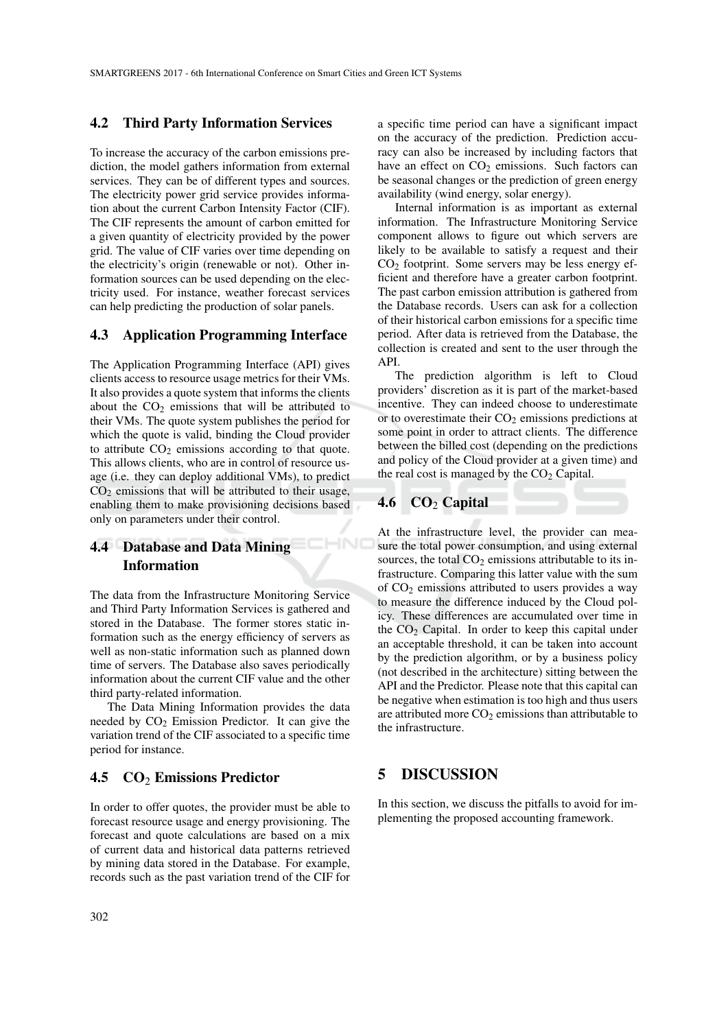## 4.2 Third Party Information Services

To increase the accuracy of the carbon emissions prediction, the model gathers information from external services. They can be of different types and sources. The electricity power grid service provides information about the current Carbon Intensity Factor (CIF). The CIF represents the amount of carbon emitted for a given quantity of electricity provided by the power grid. The value of CIF varies over time depending on the electricity's origin (renewable or not). Other information sources can be used depending on the electricity used. For instance, weather forecast services can help predicting the production of solar panels.

## 4.3 Application Programming Interface

The Application Programming Interface (API) gives clients access to resource usage metrics for their VMs. It also provides a quote system that informs the clients about the $CO_2$ emissions that will be attributed to their VMs. The quote system publishes the period for which the quote is valid, binding the Cloud provider to attribute $CO_2$ emissions according to that quote. This allows clients, who are in control of resource usage (i.e. they can deploy additional VMs), to predict $CO_2$ emissions that will be attributed to their usage, enabling them to make provisioning decisions based only on parameters under their control.

## 4.4 Database and Data Mining Information

The data from the Infrastructure Monitoring Service and Third Party Information Services is gathered and stored in the Database. The former stores static information such as the energy efficiency of servers as well as non-static information such as planned down time of servers. The Database also saves periodically information about the current CIF value and the other third party-related information.

The Data Mining Information provides the data needed by $CO_2$ Emission Predictor. It can give the variation trend of the CIF associated to a specific time period for instance.

## 4.5 $CO_2$ Emissions Predictor

In order to offer quotes, the provider must be able to forecast resource usage and energy provisioning. The forecast and quote calculations are based on a mix of current data and historical data patterns retrieved by mining data stored in the Database. For example, records such as the past variation trend of the CIF for a specific time period can have a significant impact on the accuracy of the prediction. Prediction accuracy can also be increased by including factors that have an effect on $CO_2$ emissions. Such factors can be seasonal changes or the prediction of green energy availability (wind energy, solar energy).

Internal information is as important as external information. The Infrastructure Monitoring Service component allows to figure out which servers are likely to be available to satisfy a request and their $CO_2$ footprint. Some servers may be less energy efficient and therefore have a greater carbon footprint. The past carbon emission attribution is gathered from the Database records. Users can ask for a collection of their historical carbon emissions for a specific time period. After data is retrieved from the Database, the collection is created and sent to the user through the API.

The prediction algorithm is left to Cloud providers' discretion as it is part of the market-based incentive. They can indeed choose to underestimate or to overestimate their $CO_2$ emissions predictions at some point in order to attract clients. The difference between the billed cost (depending on the predictions and policy of the Cloud provider at a given time) and the real cost is managed by the $CO_2$ Capital.

## 4.6 $CO_2$ Capital

At the infrastructure level, the provider can measure the total power consumption, and using external sources, the total $CO_2$ emissions attributable to its infrastructure. Comparing this latter value with the sum of $CO_2$ emissions attributed to users provides a way to measure the difference induced by the Cloud policy. These differences are accumulated over time in the $CO_2$ Capital. In order to keep this capital under an acceptable threshold, it can be taken into account by the prediction algorithm, or by a business policy (not described in the architecture) sitting between the API and the Predictor. Please note that this capital can be negative when estimation is too high and thus users are attributed more $CO_2$ emissions than attributable to the infrastructure.

# 5 DISCUSSION

In this section, we discuss the pitfalls to avoid for implementing the proposed accounting framework.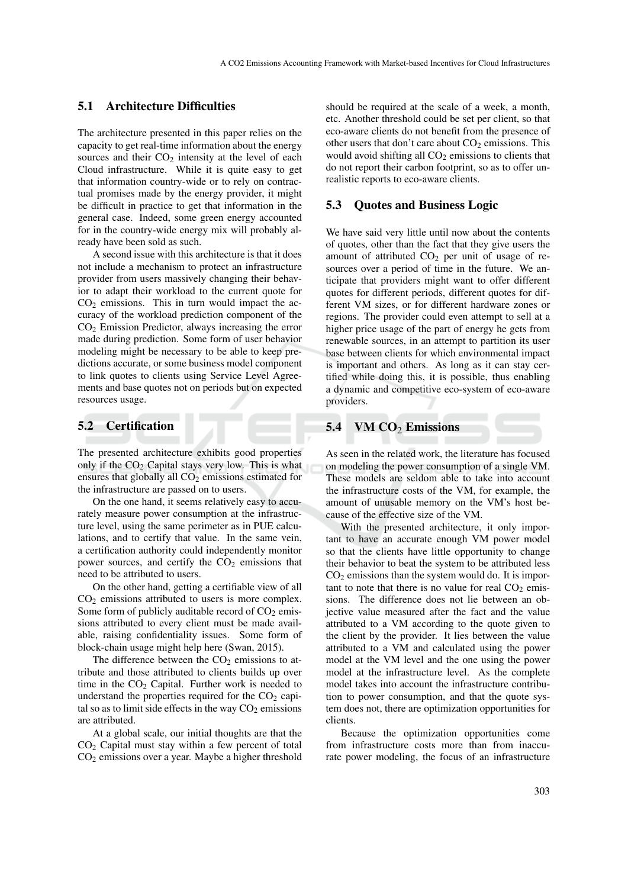### 5.1 Architecture Difficulties

The architecture presented in this paper relies on the capacity to get real-time information about the energy sources and their $CO_2$ intensity at the level of each Cloud infrastructure. While it is quite easy to get that information country-wide or to rely on contractual promises made by the energy provider, it might be difficult in practice to get that information in the general case. Indeed, some green energy accounted for in the country-wide energy mix will probably already have been sold as such.

A second issue with this architecture is that it does not include a mechanism to protect an infrastructure provider from users massively changing their behavior to adapt their workload to the current quote for $CO_2$ emissions. This in turn would impact the accuracy of the workload prediction component of the $CO_2$ Emission Predictor, always increasing the error made during prediction. Some form of user behavior modeling might be necessary to be able to keep predictions accurate, or some business model component to link quotes to clients using Service Level Agreements and base quotes not on periods but on expected resources usage.

### 5.2 Certification

The presented architecture exhibits good properties only if the $CO_2$ Capital stays very low. This is what ensures that globally all $CO_2$ emissions estimated for the infrastructure are passed on to users.

On the one hand, it seems relatively easy to accurately measure power consumption at the infrastructure level, using the same perimeter as in PUE calculations, and to certify that value. In the same vein, a certification authority could independently monitor power sources, and certify the $CO_2$ emissions that need to be attributed to users.

On the other hand, getting a certifiable view of all $CO_2$ emissions attributed to users is more complex. Some form of publicly auditable record of $CO_2$ emissions attributed to every client must be made available, raising confidentiality issues. Some form of block-chain usage might help here (Swan, 2015).

The difference between the $CO_2$ emissions to attribute and those attributed to clients builds up over time in the $CO_2$ Capital. Further work is needed to understand the properties required for the $CO_2$ capital so as to limit side effects in the way $CO_2$ emissions are attributed.

At a global scale, our initial thoughts are that the $CO_2$ Capital must stay within a few percent of total $CO_2$ emissions over a year. Maybe a higher threshold should be required at the scale of a week, a month, etc. Another threshold could be set per client, so that eco-aware clients do not benefit from the presence of other users that don't care about $CO_2$ emissions. This would avoid shifting all $CO_2$ emissions to clients that do not report their carbon footprint, so as to offer unrealistic reports to eco-aware clients.

### 5.3 Quotes and Business Logic

We have said very little until now about the contents of quotes, other than the fact that they give users the amount of attributed $CO_2$ per unit of usage of resources over a period of time in the future. We anticipate that providers might want to offer different quotes for different periods, different quotes for different VM sizes, or for different hardware zones or regions. The provider could even attempt to sell at a higher price usage of the part of energy he gets from renewable sources, in an attempt to partition its user base between clients for which environmental impact is important and others. As long as it can stay certified while doing this, it is possible, thus enabling a dynamic and competitive eco-system of eco-aware providers.

### 5.4 VM $CO_2$ Emissions

As seen in the related work, the literature has focused on modeling the power consumption of a single VM. These models are seldom able to take into account the infrastructure costs of the VM, for example, the amount of unusable memory on the VM's host because of the effective size of the VM.

With the presented architecture, it only important to have an accurate enough VM power model so that the clients have little opportunity to change their behavior to beat the system to be attributed less $CO_2$ emissions than the system would do. It is important to note that there is no value for real $CO_2$ emissions. The difference does not lie between an objective value measured after the fact and the value attributed to a VM according to the quote given to the client by the provider. It lies between the value attributed to a VM and calculated using the power model at the VM level and the one using the power model at the infrastructure level. As the complete model takes into account the infrastructure contribution to power consumption, and that the quote system does not, there are optimization opportunities for clients.

Because the optimization opportunities come from infrastructure costs more than from inaccurate power modeling, the focus of an infrastructure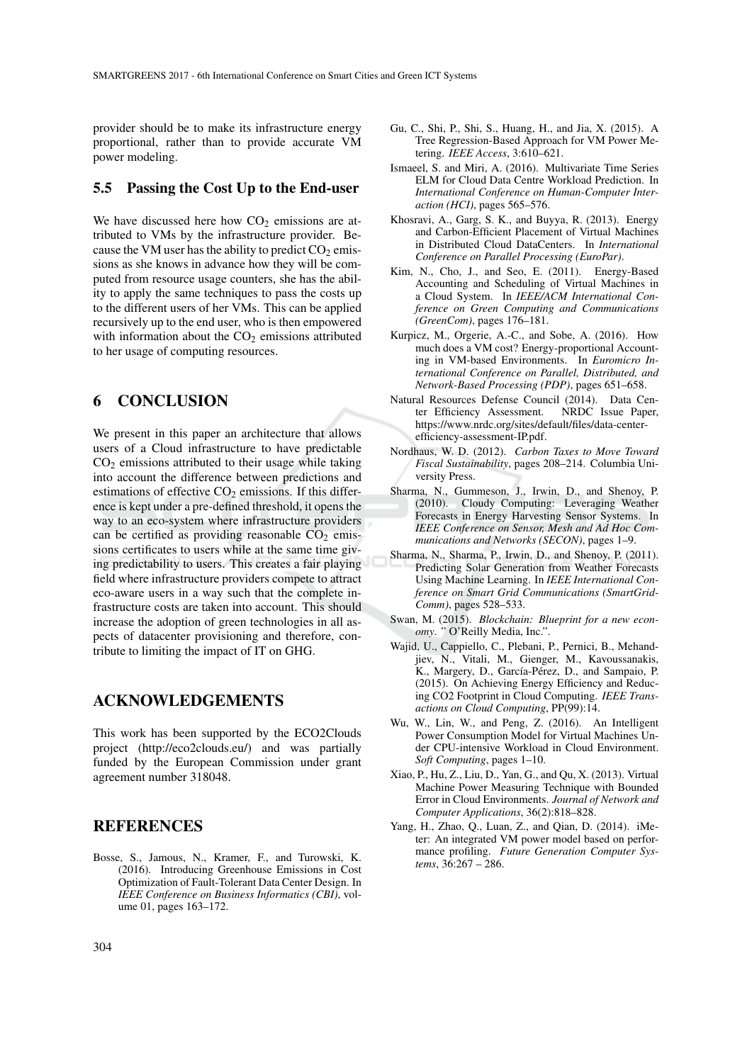provider should be to make its infrastructure energy proportional, rather than to provide accurate VM power modeling.

### 5.5 Passing the Cost Up to the End-user

We have discussed here how $CO_2$ emissions are attributed to VMs by the infrastructure provider. Because the VM user has the ability to predict $CO_2$ emissions as she knows in advance how they will be computed from resource usage counters, she has the ability to apply the same techniques to pass the costs up to the different users of her VMs. This can be applied recursively up to the end user, who is then empowered with information about the $CO_2$ emissions attributed to her usage of computing resources.

## 6 CONCLUSION

We present in this paper an architecture that allows users of a Cloud infrastructure to have predictable $CO_2$ emissions attributed to their usage while taking into account the difference between predictions and estimations of effective $CO_2$ emissions. If this difference is kept under a pre-defined threshold, it opens the way to an eco-system where infrastructure providers can be certified as providing reasonable $CO_2$ emissions certificates to users while at the same time giving predictability to users. This creates a fair playing field where infrastructure providers compete to attract eco-aware users in a way such that the complete infrastructure costs are taken into account. This should increase the adoption of green technologies in all aspects of datacenter provisioning and therefore, contribute to limiting the impact of IT on GHG.

## ACKNOWLEDGEMENTS

This work has been supported by the ECO2Clouds project (http://eco2clouds.eu/) and was partially funded by the European Commission under grant agreement number 318048.

## REFERENCES

Bosse, S., Jamous, N., Kramer, F., and Turowski, K. (2016). Introducing Greenhouse Emissions in Cost Optimization of Fault-Tolerant Data Center Design. In *IEEE Conference on Business Informatics (CBI)*, volume 01, pages 163–172.

Gu, C., Shi, P., Shi, S., Huang, H., and Jia, X. (2015). A Tree Regression-Based Approach for VM Power Metering. *IEEE Access*, 3:610–621.

Ismaeel, S. and Miri, A. (2016). Multivariate Time Series ELM for Cloud Data Centre Workload Prediction. In *International Conference on Human-Computer Interaction (HCI)*, pages 565–576.

Khosravi, A., Garg, S. K., and Buyya, R. (2013). Energy and Carbon-Efficient Placement of Virtual Machines in Distributed Cloud DataCenters. In *International Conference on Parallel Processing (EuroPar)*.

Kim, N., Cho, J., and Seo, E. (2011). Energy-Based Accounting and Scheduling of Virtual Machines in a Cloud System. In *IEEE/ACM International Conference on Green Computing and Communications (GreenCom)*, pages 176–181.

Kurpicz, M., Orgerie, A.-C., and Sobe, A. (2016). How much does a VM cost? Energy-proportional Accounting in VM-based Environments. In *Euromicro International Conference on Parallel, Distributed, and Network-Based Processing (PDP)*, pages 651–658.

Natural Resources Defense Council (2014). Data Center Efficiency Assessment. NRDC Issue Paper, https://www.nrdc.org/sites/default/files/data-center-efficiency-assessment-IP.pdf.

Nordhaus, W. D. (2012). *Carbon Taxes to Move Toward Fiscal Sustainability*, pages 208–214. Columbia University Press.

Sharma, N., Gummeson, J., Irwin, D., and Shenoy, P. (2010). Cloudy Computing: Leveraging Weather Forecasts in Energy Harvesting Sensor Systems. In *IEEE Conference on Sensor, Mesh and Ad Hoc Communications and Networks (SECON)*, pages 1–9.

Sharma, N., Sharma, P., Irwin, D., and Shenoy, P. (2011). Predicting Solar Generation from Weather Forecasts Using Machine Learning. In *IEEE International Conference on Smart Grid Communications (SmartGridComm)*, pages 528–533.

Swan, M. (2015). *Blockchain: Blueprint for a new economy.* " O'Reilly Media, Inc.".

Wajid, U., Cappiello, C., Plebani, P., Pernici, B., Mehandjiev, N., Vitali, M., Gienger, M., Kavoussanakis, K., Margery, D., García-Pérez, D., and Sampaio, P. (2015). On Achieving Energy Efficiency and Reducing CO2 Footprint in Cloud Computing. *IEEE Transactions on Cloud Computing*, PP(99):14.

Wu, W., Lin, W., and Peng, Z. (2016). An Intelligent Power Consumption Model for Virtual Machines Under CPU-intensive Workload in Cloud Environment. *Soft Computing*, pages 1–10.

Xiao, P., Hu, Z., Liu, D., Yan, G., and Qu, X. (2013). Virtual Machine Power Measuring Technique with Bounded Error in Cloud Environments. *Journal of Network and Computer Applications*, 36(2):818–828.

Yang, H., Zhao, Q., Luan, Z., and Qian, D. (2014). iMeter: An integrated VM power model based on performance profiling. *Future Generation Computer Systems*, 36:267 – 286.